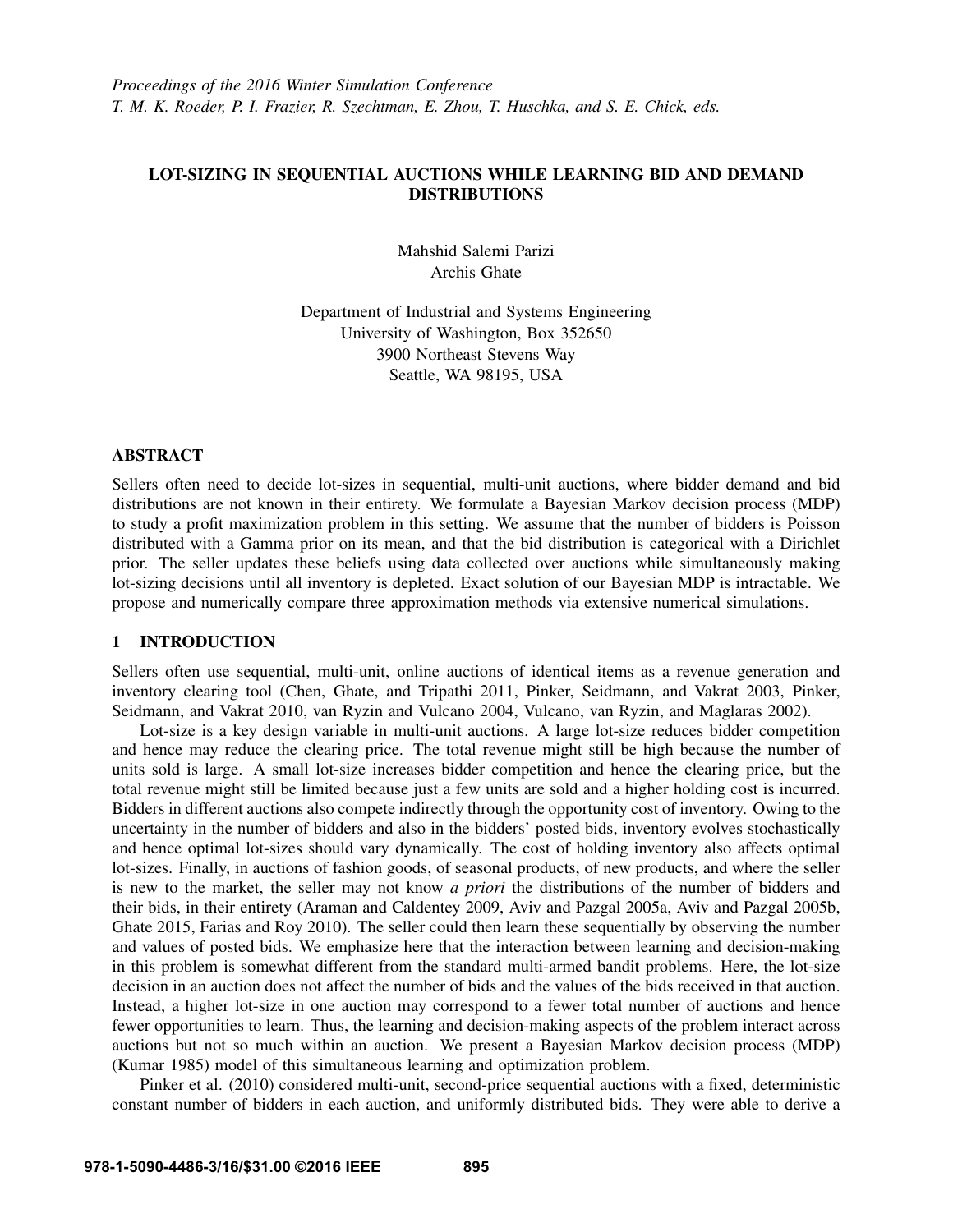*Proceedings of the 2016 Winter Simulation Conference*
*T. M. K. Roeder, P. I. Frazier, R. Szechtman, E. Zhou, T. Huschka, and S. E. Chick, eds.*

# LOT-SIZING IN SEQUENTIAL AUCTIONS WHILE LEARNING BID AND DEMAND DISTRIBUTIONS

Mahshid Salemi Parizi
Archis Ghate

Department of Industrial and Systems Engineering
University of Washington, Box 352650
3900 Northeast Stevens Way
Seattle, WA 98195, USA

## ABSTRACT

Sellers often need to decide lot-sizes in sequential, multi-unit auctions, where bidder demand and bid distributions are not known in their entirety. We formulate a Bayesian Markov decision process (MDP) to study a profit maximization problem in this setting. We assume that the number of bidders is Poisson distributed with a Gamma prior on its mean, and that the bid distribution is categorical with a Dirichlet prior. The seller updates these beliefs using data collected over auctions while simultaneously making lot-sizing decisions until all inventory is depleted. Exact solution of our Bayesian MDP is intractable. We propose and numerically compare three approximation methods via extensive numerical simulations.

## 1 INTRODUCTION

Sellers often use sequential, multi-unit, online auctions of identical items as a revenue generation and inventory clearing tool (Chen, Ghate, and Tripathi 2011, Pinker, Seidmann, and Vakrat 2003, Pinker, Seidmann, and Vakrat 2010, van Ryzin and Vulcano 2004, Vulcano, van Ryzin, and Maglaras 2002).

Lot-size is a key design variable in multi-unit auctions. A large lot-size reduces bidder competition and hence may reduce the clearing price. The total revenue might still be high because the number of units sold is large. A small lot-size increases bidder competition and hence the clearing price, but the total revenue might still be limited because just a few units are sold and a higher holding cost is incurred. Bidders in different auctions also compete indirectly through the opportunity cost of inventory. Owing to the uncertainty in the number of bidders and also in the bidders' posted bids, inventory evolves stochastically and hence optimal lot-sizes should vary dynamically. The cost of holding inventory also affects optimal lot-sizes. Finally, in auctions of fashion goods, of seasonal products, of new products, and where the seller is new to the market, the seller may not know *a priori* the distributions of the number of bidders and their bids, in their entirety (Araman and Caldentey 2009, Aviv and Pazgal 2005a, Aviv and Pazgal 2005b, Ghate 2015, Farias and Roy 2010). The seller could then learn these sequentially by observing the number and values of posted bids. We emphasize here that the interaction between learning and decision-making in this problem is somewhat different from the standard multi-armed bandit problems. Here, the lot-size decision in an auction does not affect the number of bids and the values of the bids received in that auction. Instead, a higher lot-size in one auction may correspond to a fewer total number of auctions and hence fewer opportunities to learn. Thus, the learning and decision-making aspects of the problem interact across auctions but not so much within an auction. We present a Bayesian Markov decision process (MDP) (Kumar 1985) model of this simultaneous learning and optimization problem.

Pinker et al. (2010) considered multi-unit, second-price sequential auctions with a fixed, deterministic constant number of bidders in each auction, and uniformly distributed bids. They were able to derive a

**978-1-5090-4486-3/16/$31.00 ©2016 IEEE**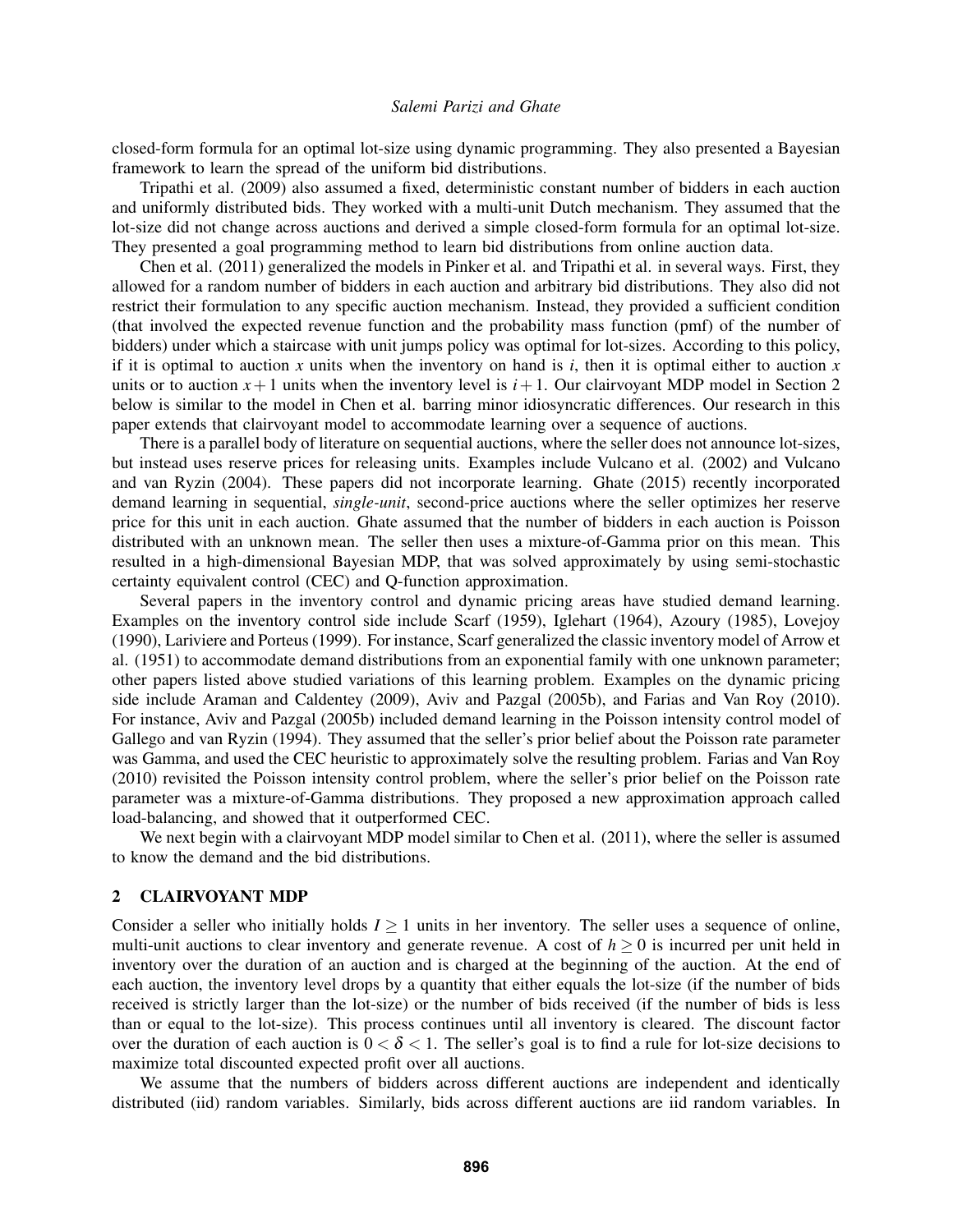closed-form formula for an optimal lot-size using dynamic programming. They also presented a Bayesian framework to learn the spread of the uniform bid distributions.

Tripathi et al. (2009) also assumed a fixed, deterministic constant number of bidders in each auction and uniformly distributed bids. They worked with a multi-unit Dutch mechanism. They assumed that the lot-size did not change across auctions and derived a simple closed-form formula for an optimal lot-size. They presented a goal programming method to learn bid distributions from online auction data.

Chen et al. (2011) generalized the models in Pinker et al. and Tripathi et al. in several ways. First, they allowed for a random number of bidders in each auction and arbitrary bid distributions. They also did not restrict their formulation to any specific auction mechanism. Instead, they provided a sufficient condition (that involved the expected revenue function and the probability mass function (pmf) of the number of bidders) under which a staircase with unit jumps policy was optimal for lot-sizes. According to this policy, if it is optimal to auction $x$ units when the inventory on hand is $i$, then it is optimal either to auction $x$ units or to auction $x+1$ units when the inventory level is $i+1$. Our clairvoyant MDP model in Section 2 below is similar to the model in Chen et al. barring minor idiosyncratic differences. Our research in this paper extends that clairvoyant model to accommodate learning over a sequence of auctions.

There is a parallel body of literature on sequential auctions, where the seller does not announce lot-sizes, but instead uses reserve prices for releasing units. Examples include Vulcano et al. (2002) and Vulcano and van Ryzin (2004). These papers did not incorporate learning. Ghate (2015) recently incorporated demand learning in sequential, *single-unit*, second-price auctions where the seller optimizes her reserve price for this unit in each auction. Ghate assumed that the number of bidders in each auction is Poisson distributed with an unknown mean. The seller then uses a mixture-of-Gamma prior on this mean. This resulted in a high-dimensional Bayesian MDP, that was solved approximately by using semi-stochastic certainty equivalent control (CEC) and Q-function approximation.

Several papers in the inventory control and dynamic pricing areas have studied demand learning. Examples on the inventory control side include Scarf (1959), Iglehart (1964), Azoury (1985), Lovejoy (1990), Lariviere and Porteus (1999). For instance, Scarf generalized the classic inventory model of Arrow et al. (1951) to accommodate demand distributions from an exponential family with one unknown parameter; other papers listed above studied variations of this learning problem. Examples on the dynamic pricing side include Araman and Caldentey (2009), Aviv and Pazgal (2005b), and Farias and Van Roy (2010). For instance, Aviv and Pazgal (2005b) included demand learning in the Poisson intensity control model of Gallego and van Ryzin (1994). They assumed that the seller's prior belief about the Poisson rate parameter was Gamma, and used the CEC heuristic to approximately solve the resulting problem. Farias and Van Roy (2010) revisited the Poisson intensity control problem, where the seller's prior belief on the Poisson rate parameter was a mixture-of-Gamma distributions. They proposed a new approximation approach called load-balancing, and showed that it outperformed CEC.

We next begin with a clairvoyant MDP model similar to Chen et al. (2011), where the seller is assumed to know the demand and the bid distributions.

## 2 CLAIRVOYANT MDP

Consider a seller who initially holds $I \geq 1$ units in her inventory. The seller uses a sequence of online, multi-unit auctions to clear inventory and generate revenue. A cost of $h \geq 0$ is incurred per unit held in inventory over the duration of an auction and is charged at the beginning of the auction. At the end of each auction, the inventory level drops by a quantity that either equals the lot-size (if the number of bids received is strictly larger than the lot-size) or the number of bids received (if the number of bids is less than or equal to the lot-size). This process continues until all inventory is cleared. The discount factor over the duration of each auction is $0 < \delta < 1$. The seller's goal is to find a rule for lot-size decisions to maximize total discounted expected profit over all auctions.

We assume that the numbers of bidders across different auctions are independent and identically distributed (iid) random variables. Similarly, bids across different auctions are iid random variables. In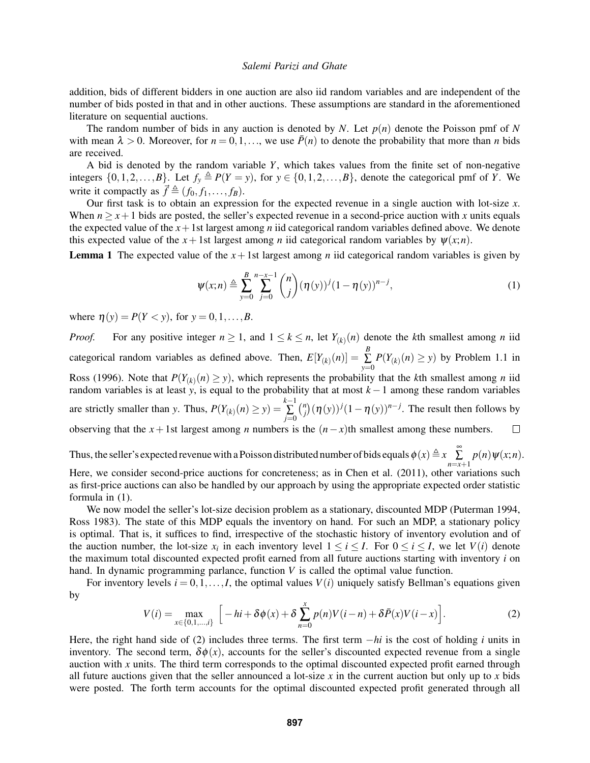addition, bids of different bidders in one auction are also iid random variables and are independent of the number of bids posted in that and in other auctions. These assumptions are standard in the aforementioned literature on sequential auctions.

The random number of bids in any auction is denoted by $N$. Let $p(n)$ denote the Poisson pmf of $N$ with mean $\lambda > 0$. Moreover, for $n = 0, 1, \ldots$, we use $\bar{P}(n)$ to denote the probability that more than $n$ bids are received.

A bid is denoted by the random variable $Y$, which takes values from the finite set of non-negative integers $\{0, 1, 2, \ldots, B\}$. Let $f_y \triangleq P(Y = y)$, for $y \in \{0, 1, 2, \ldots, B\}$, denote the categorical pmf of $Y$. We write it compactly as $\vec{f} \triangleq (f_0, f_1, \ldots, f_B)$.

Our first task is to obtain an expression for the expected revenue in a single auction with lot-size $x$. When $n \geq x+1$ bids are posted, the seller's expected revenue in a second-price auction with $x$ units equals the expected value of the $x+1$st largest among $n$ iid categorical random variables defined above. We denote this expected value of the $x+1$st largest among $n$ iid categorical random variables by $\psi(x; n)$.

**Lemma 1** The expected value of the $x+1$st largest among $n$ iid categorical random variables is given by

$$\psi(x;n) \triangleq \sum_{y=0}^{B} \sum_{j=0}^{n-x-1} \binom{n}{j} (\eta(y))^j (1-\eta(y))^{n-j}, \tag{1}$$

where $\eta(y) = P(Y < y)$, for $y = 0, 1, \ldots, B$.

*Proof.* For any positive integer $n \geq 1$, and $1 \leq k \leq n$, let $Y_{(k)}(n)$ denote the $k$th smallest among $n$ iid categorical random variables as defined above. Then, $E[Y_{(k)}(n)] = \sum_{y=0}^{B} P(Y_{(k)}(n) \geq y)$ by Problem 1.1 in Ross (1996). Note that $P(Y_{(k)}(n) \geq y)$, which represents the probability that the $k$th smallest among $n$ iid random variables is at least $y$, is equal to the probability that at most $k-1$ among these random variables are strictly smaller than $y$. Thus, $P(Y_{(k)}(n) \geq y) = \sum_{j=0}^{k-1} \binom{n}{j} (\eta(y))^j (1-\eta(y))^{n-j}$. The result then follows by observing that the $x+1$st largest among $n$ numbers is the $(n-x)$th smallest among these numbers. $\square$

Thus, the seller's expected revenue with a Poisson distributed number of bids equals $\phi(x) \triangleq x \sum_{n=x+1}^{\infty} p(n)\psi(x;n)$. Here, we consider second-price auctions for concreteness; as in Chen et al. (2011), other variations such as first-price auctions can also be handled by our approach by using the appropriate expected order statistic formula in (1).

We now model the seller's lot-size decision problem as a stationary, discounted MDP (Puterman 1994, Ross 1983). The state of this MDP equals the inventory on hand. For such an MDP, a stationary policy is optimal. That is, it suffices to find, irrespective of the stochastic history of inventory evolution and of the auction number, the lot-size $x_i$ in each inventory level $1 \leq i \leq I$. For $0 \leq i \leq I$, we let $V(i)$ denote the maximum total discounted expected profit earned from all future auctions starting with inventory $i$ on hand. In dynamic programming parlance, function $V$ is called the optimal value function.

For inventory levels $i = 0, 1, \ldots, I$, the optimal values $V(i)$ uniquely satisfy Bellman's equations given by

$$V(i) = \max_{x \in \{0,1,\ldots,i\}} \Big[ -hi + \delta\phi(x) + \delta \sum_{n=0}^{x} p(n)V(i-n) + \delta\bar{P}(x)V(i-x) \Big]. \tag{2}$$

Here, the right hand side of (2) includes three terms. The first term $-hi$ is the cost of holding $i$ units in inventory. The second term, $\delta\phi(x)$, accounts for the seller's discounted expected revenue from a single auction with $x$ units. The third term corresponds to the optimal discounted expected profit earned through all future auctions given that the seller announced a lot-size $x$ in the current auction but only up to $x$ bids were posted. The forth term accounts for the optimal discounted expected profit generated through all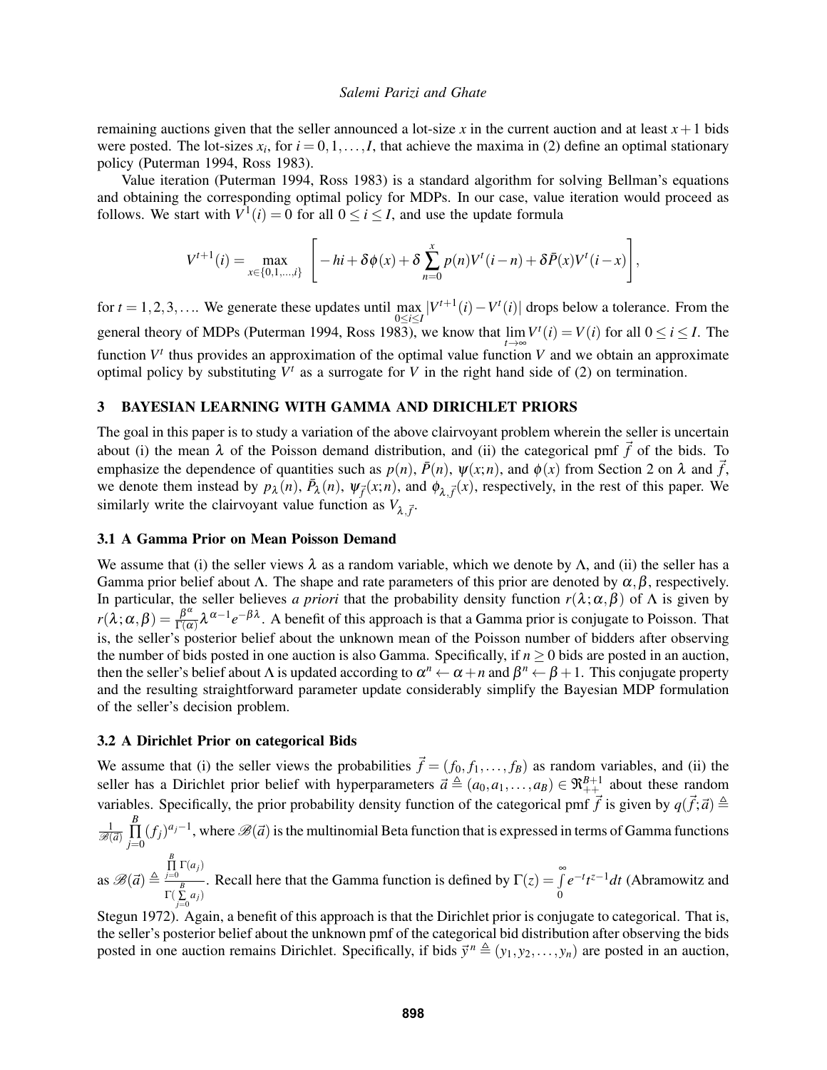remaining auctions given that the seller announced a lot-size $x$ in the current auction and at least $x+1$ bids were posted. The lot-sizes $x_i$, for $i = 0, 1, \ldots, I$, that achieve the maxima in (2) define an optimal stationary policy (Puterman 1994, Ross 1983).

Value iteration (Puterman 1994, Ross 1983) is a standard algorithm for solving Bellman's equations and obtaining the corresponding optimal policy for MDPs. In our case, value iteration would proceed as follows. We start with $V^1(i) = 0$ for all $0 \le i \le I$, and use the update formula

$$V^{t+1}(i) = \max_{x \in \{0,1,\ldots,i\}} \left[ -hi + \delta\phi(x) + \delta \sum_{n=0}^{x} p(n) V^t(i-n) + \delta \bar{P}(x) V^t(i-x) \right],$$

for $t = 1, 2, 3, \ldots$. We generate these updates until $\max_{0 \le i \le I} |V^{t+1}(i) - V^t(i)|$ drops below a tolerance. From the general theory of MDPs (Puterman 1994, Ross 1983), we know that $\lim_{t \to \infty} V^t(i) = V(i)$ for all $0 \le i \le I$. The function $V^t$ thus provides an approximation of the optimal value function $V$ and we obtain an approximate optimal policy by substituting $V^t$ as a surrogate for $V$ in the right hand side of (2) on termination.

## 3 BAYESIAN LEARNING WITH GAMMA AND DIRICHLET PRIORS

The goal in this paper is to study a variation of the above clairvoyant problem wherein the seller is uncertain about (i) the mean $\lambda$ of the Poisson demand distribution, and (ii) the categorical pmf $\vec{f}$ of the bids. To emphasize the dependence of quantities such as $p(n)$, $\bar{P}(n)$, $\psi(x;n)$, and $\phi(x)$ from Section 2 on $\lambda$ and $\vec{f}$, we denote them instead by $p_\lambda(n)$, $\bar{P}_\lambda(n)$, $\psi_{\vec{f}}(x;n)$, and $\phi_{\lambda,\vec{f}}(x)$, respectively, in the rest of this paper. We similarly write the clairvoyant value function as $V_{\lambda,\vec{f}}$.

### 3.1 A Gamma Prior on Mean Poisson Demand

We assume that (i) the seller views $\lambda$ as a random variable, which we denote by $\Lambda$, and (ii) the seller has a Gamma prior belief about $\Lambda$. The shape and rate parameters of this prior are denoted by $\alpha, \beta$, respectively. In particular, the seller believes *a priori* that the probability density function $r(\lambda;\alpha,\beta)$ of $\Lambda$ is given by $r(\lambda;\alpha,\beta) = \frac{\beta^\alpha}{\Gamma(\alpha)} \lambda^{\alpha-1} e^{-\beta\lambda}$. A benefit of this approach is that a Gamma prior is conjugate to Poisson. That is, the seller's posterior belief about the unknown mean of the Poisson number of bidders after observing the number of bids posted in one auction is also Gamma. Specifically, if $n \ge 0$ bids are posted in an auction, then the seller's belief about $\Lambda$ is updated according to $\alpha^n \leftarrow \alpha + n$ and $\beta^n \leftarrow \beta + 1$. This conjugate property and the resulting straightforward parameter update considerably simplify the Bayesian MDP formulation of the seller's decision problem.

### 3.2 A Dirichlet Prior on categorical Bids

We assume that (i) the seller views the probabilities $\vec{f} = (f_0, f_1, \ldots, f_B)$ as random variables, and (ii) the seller has a Dirichlet prior belief with hyperparameters $\vec{a} \triangleq (a_0, a_1, \ldots, a_B) \in \Re^{B+1}_{++}$ about these random variables. Specifically, the prior probability density function of the categorical pmf $\vec{f}$ is given by $q(\vec{f};\vec{a}) \triangleq \frac{1}{\mathscr{B}(\vec{a})} \prod_{j=0}^{B} (f_j)^{a_j - 1}$, where $\mathscr{B}(\vec{a})$ is the multinomial Beta function that is expressed in terms of Gamma functions as $\mathscr{B}(\vec{a}) \triangleq \frac{\prod_{j=0}^{B} \Gamma(a_j)}{\Gamma(\sum_{j=0}^{B} a_j)}$. Recall here that the Gamma function is defined by $\Gamma(z) = \int_0^\infty e^{-t} t^{z-1} dt$ (Abramowitz and Stegun 1972). Again, a benefit of this approach is that the Dirichlet prior is conjugate to categorical. That is, the seller's posterior belief about the unknown pmf of the categorical bid distribution after observing the bids posted in one auction remains Dirichlet. Specifically, if bids $\vec{y}^n \triangleq (y_1, y_2, \ldots, y_n)$ are posted in an auction,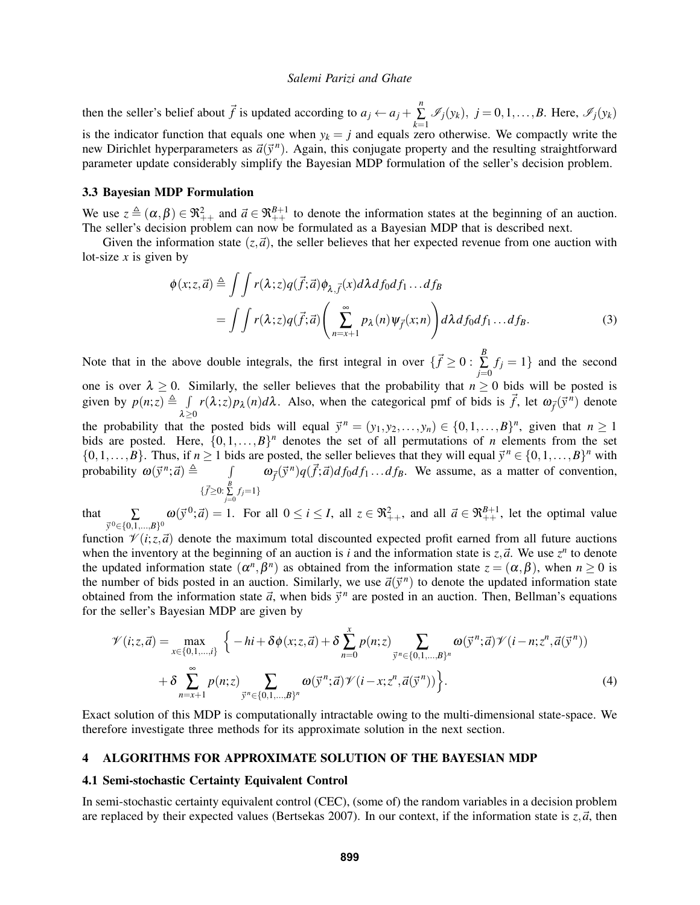then the seller's belief about $\vec{f}$ is updated according to $a_j \leftarrow a_j + \sum_{k=1}^{n} \mathscr{I}_j(y_k),\ j = 0,1,\ldots,B$. Here, $\mathscr{I}_j(y_k)$ is the indicator function that equals one when $y_k = j$ and equals zero otherwise. We compactly write the new Dirichlet hyperparameters as $\vec{a}(\vec{y}^n)$. Again, this conjugate property and the resulting straightforward parameter update considerably simplify the Bayesian MDP formulation of the seller's decision problem.

### 3.3 Bayesian MDP Formulation

We use $z \triangleq (\alpha, \beta) \in \Re^2_{++}$ and $\vec{a} \in \Re^{B+1}_{++}$ to denote the information states at the beginning of an auction. The seller's decision problem can now be formulated as a Bayesian MDP that is described next.

Given the information state $(z, \vec{a})$, the seller believes that her expected revenue from one auction with lot-size $x$ is given by

$$
\begin{aligned}
\phi(x;z,\vec{a}) &\triangleq \int\int r(\lambda;z) q(\vec{f};\vec{a}) \phi_{\lambda,\vec{f}}(x) d\lambda df_0 df_1 \ldots df_B \\
&= \int\int r(\lambda;z) q(\vec{f};\vec{a}) \left( \sum_{n=x+1}^{\infty} p_\lambda(n) \psi_{\vec{f}}(x;n) \right) d\lambda df_0 df_1 \ldots df_B. \qquad (3)
\end{aligned}
$$

Note that in the above double integrals, the first integral in over $\{\vec{f} \geq 0 : \sum_{j=0}^{B} f_j = 1\}$ and the second one is over $\lambda \geq 0$. Similarly, the seller believes that the probability that $n \geq 0$ bids will be posted is given by $p(n;z) \triangleq \int_{\lambda \geq 0} r(\lambda;z) p_\lambda(n) d\lambda$. Also, when the categorical pmf of bids is $\vec{f}$, let $\omega_{\vec{f}}(\vec{y}^n)$ denote the probability that the posted bids will equal $\vec{y}^n = (y_1, y_2, \ldots, y_n) \in \{0,1,\ldots,B\}^n$, given that $n \geq 1$ bids are posted. Here, $\{0,1,\ldots,B\}^n$ denotes the set of all permutations of $n$ elements from the set $\{0,1,\ldots,B\}$. Thus, if $n \geq 1$ bids are posted, the seller believes that they will equal $\vec{y}^n \in \{0,1,\ldots,B\}^n$ with probability $\omega(\vec{y}^n;\vec{a}) \triangleq \int_{\{\vec{f} \geq 0 : \sum_{j=0}^{B} f_j = 1\}} \omega_{\vec{f}}(\vec{y}^n) q(\vec{f};\vec{a}) df_0 df_1 \ldots df_B$. We assume, as a matter of convention, that $\sum_{\vec{y}^0 \in \{0,1,\ldots,B\}^0} \omega(\vec{y}^0;\vec{a}) = 1$. For all $0 \leq i \leq I$, all $z \in \Re^2_{++}$, and all $\vec{a} \in \Re^{B+1}_{++}$, let the optimal value function $\mathscr{V}(i;z,\vec{a})$ denote the maximum total discounted expected profit earned from all future auctions when the inventory at the beginning of an auction is $i$ and the information state is $z, \vec{a}$. We use $z^n$ to denote the updated information state $(\alpha^n, \beta^n)$ as obtained from the information state $z = (\alpha, \beta)$, when $n \geq 0$ is the number of bids posted in an auction. Similarly, we use $\vec{a}(\vec{y}^n)$ to denote the updated information state obtained from the information state $\vec{a}$, when bids $\vec{y}^n$ are posted in an auction. Then, Bellman's equations for the seller's Bayesian MDP are given by

$$
\begin{aligned}
\mathscr{V}(i;z,\vec{a}) = \max_{x \in \{0,1,\ldots,i\}} \Big\{ &-hi + \delta\phi(x;z,\vec{a}) + \delta \sum_{n=0}^{x} p(n;z) \sum_{\vec{y}^n \in \{0,1,\ldots,B\}^n} \omega(\vec{y}^n;\vec{a}) \mathscr{V}(i-n;z^n,\vec{a}(\vec{y}^n)) \\
&+ \delta \sum_{n=x+1}^{\infty} p(n;z) \sum_{\vec{y}^n \in \{0,1,\ldots,B\}^n} \omega(\vec{y}^n;\vec{a}) \mathscr{V}(i-x;z^n,\vec{a}(\vec{y}^n)) \Big\}. \qquad (4)
\end{aligned}
$$

Exact solution of this MDP is computationally intractable owing to the multi-dimensional state-space. We therefore investigate three methods for its approximate solution in the next section.

## 4 ALGORITHMS FOR APPROXIMATE SOLUTION OF THE BAYESIAN MDP

### 4.1 Semi-stochastic Certainty Equivalent Control

In semi-stochastic certainty equivalent control (CEC), (some of) the random variables in a decision problem are replaced by their expected values (Bertsekas 2007). In our context, if the information state is $z, \vec{a}$, then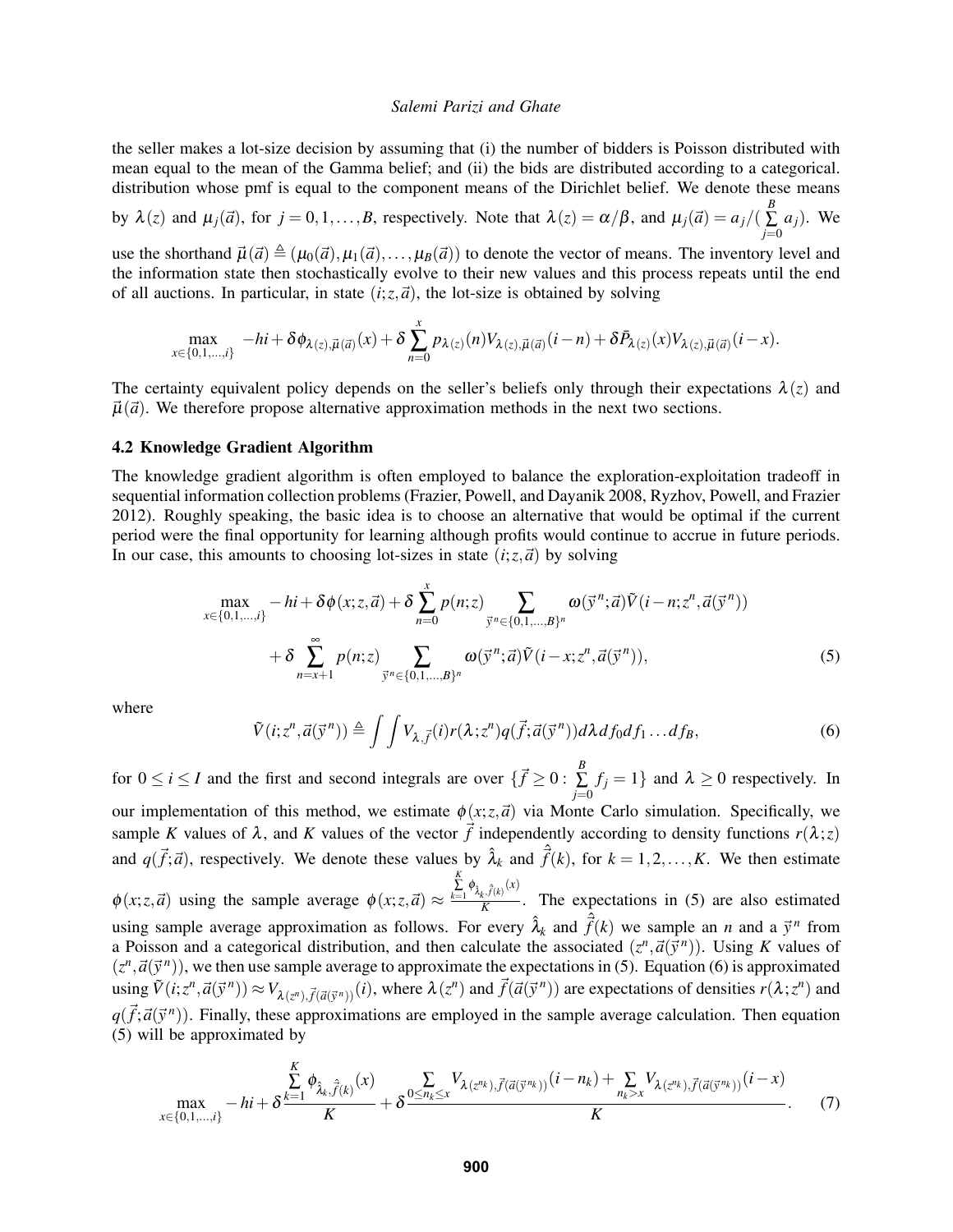the seller makes a lot-size decision by assuming that (i) the number of bidders is Poisson distributed with mean equal to the mean of the Gamma belief; and (ii) the bids are distributed according to a categorical. distribution whose pmf is equal to the component means of the Dirichlet belief. We denote these means by $\lambda(z)$ and $\mu_j(\vec{a})$, for $j = 0,1,\ldots,B$, respectively. Note that $\lambda(z) = \alpha/\beta$, and $\mu_j(\vec{a}) = a_j/(\sum_{j=0}^{B} a_j)$. We use the shorthand $\vec{\mu}(\vec{a}) \triangleq (\mu_0(\vec{a}),\mu_1(\vec{a}),\ldots,\mu_B(\vec{a}))$ to denote the vector of means. The inventory level and the information state then stochastically evolve to their new values and this process repeats until the end of all auctions. In particular, in state $(i;z,\vec{a})$, the lot-size is obtained by solving

$$\max_{x\in\{0,1,\ldots,i\}} -hi + \delta\phi_{\lambda(z),\vec{\mu}(\vec{a})}(x) + \delta\sum_{n=0}^{x} p_{\lambda(z)}(n)V_{\lambda(z),\vec{\mu}(\vec{a})}(i-n) + \delta\bar{P}_{\lambda(z)}(x)V_{\lambda(z),\vec{\mu}(\vec{a})}(i-x).$$

The certainty equivalent policy depends on the seller's beliefs only through their expectations $\lambda(z)$ and $\vec{\mu}(\vec{a})$. We therefore propose alternative approximation methods in the next two sections.

### 4.2 Knowledge Gradient Algorithm

The knowledge gradient algorithm is often employed to balance the exploration-exploitation tradeoff in sequential information collection problems (Frazier, Powell, and Dayanik 2008, Ryzhov, Powell, and Frazier 2012). Roughly speaking, the basic idea is to choose an alternative that would be optimal if the current period were the final opportunity for learning although profits would continue to accrue in future periods. In our case, this amounts to choosing lot-sizes in state $(i;z,\vec{a})$ by solving

$$\begin{aligned}\max_{x\in\{0,1,\ldots,i\}} &-hi + \delta\phi(x;z,\vec{a}) + \delta\sum_{n=0}^{x} p(n;z)\sum_{\vec{y}^n\in\{0,1,\ldots,B\}^n}\omega(\vec{y}^n;\vec{a})\tilde{V}(i-n;z^n,\vec{a}(\vec{y}^n)) \\ &+\delta\sum_{n=x+1}^{\infty} p(n;z)\sum_{\vec{y}^n\in\{0,1,\ldots,B\}^n}\omega(\vec{y}^n;\vec{a})\tilde{V}(i-x;z^n,\vec{a}(\vec{y}^n)),\end{aligned} \tag{5}$$

where

$$\tilde{V}(i;z^n,\vec{a}(\vec{y}^n)) \triangleq \int\int V_{\lambda,\vec{f}}(i)r(\lambda;z^n)q(\vec{f};\vec{a}(\vec{y}^n))d\lambda\, df_0 df_1\ldots df_B, \tag{6}$$

for $0 \le i \le I$ and the first and second integrals are over $\{\vec{f} \ge 0 : \sum_{j=0}^{B} f_j = 1\}$ and $\lambda \ge 0$ respectively. In our implementation of this method, we estimate $\phi(x;z,\vec{a})$ via Monte Carlo simulation. Specifically, we sample $K$ values of $\lambda$, and $K$ values of the vector $\vec{f}$ independently according to density functions $r(\lambda;z)$ and $q(\vec{f};\vec{a})$, respectively. We denote these values by $\hat{\lambda}_k$ and $\hat{\vec{f}}(k)$, for $k = 1,2,\ldots,K$. We then estimate $\phi(x;z,\vec{a})$ using the sample average $\phi(x;z,\vec{a}) \approx \frac{\sum_{k=1}^{K}\phi_{\hat{\lambda}_k,\hat{\vec{f}}(k)}(x)}{K}$. The expectations in (5) are also estimated using sample average approximation as follows. For every $\hat{\lambda}_k$ and $\hat{\vec{f}}(k)$ we sample an $n$ and a $\vec{y}^n$ from a Poisson and a categorical distribution, and then calculate the associated $(z^n,\vec{a}(\vec{y}^n))$. Using $K$ values of $(z^n,\vec{a}(\vec{y}^n))$, we then use sample average to approximate the expectations in (5). Equation (6) is approximated using $\tilde{V}(i;z^n,\vec{a}(\vec{y}^n)) \approx V_{\lambda(z^n),\vec{f}(\vec{a}(\vec{y}^n))}(i)$, where $\lambda(z^n)$ and $\vec{f}(\vec{a}(\vec{y}^n))$ are expectations of densities $r(\lambda;z^n)$ and $q(\vec{f};\vec{a}(\vec{y}^n))$. Finally, these approximations are employed in the sample average calculation. Then equation (5) will be approximated by

$$\max_{x\in\{0,1,\ldots,i\}} -hi + \delta\frac{\sum_{k=1}^{K}\phi_{\hat{\lambda}_k,\hat{\vec{f}}(k)}(x)}{K} + \delta\frac{\sum_{0\le n_k\le x}V_{\lambda(z^{n_k}),\vec{f}(\vec{a}(\vec{y}^{n_k}))}(i-n_k) + \sum_{n_k>x}V_{\lambda(z^{n_k}),\vec{f}(\vec{a}(\vec{y}^{n_k}))}(i-x)}{K}. \tag{7}$$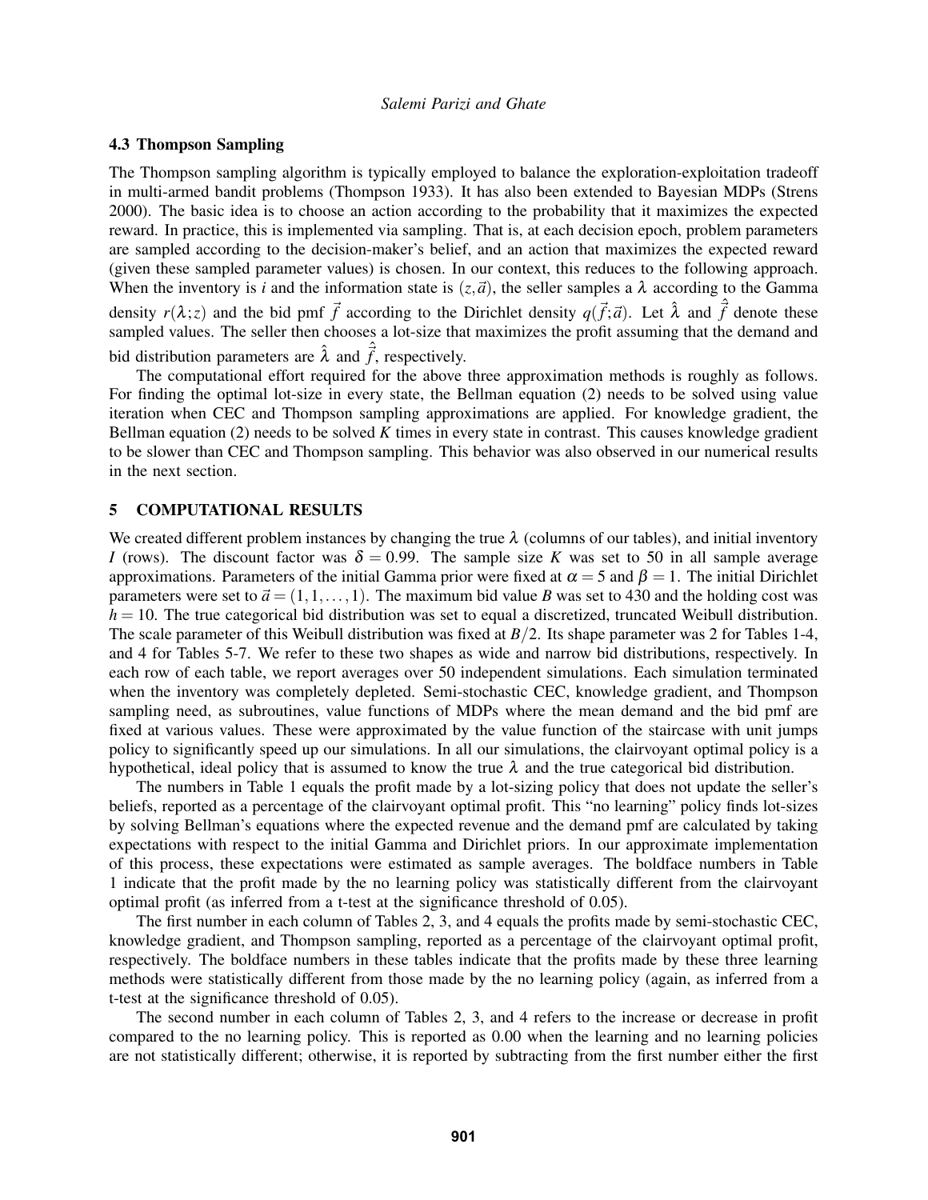### 4.3 Thompson Sampling

The Thompson sampling algorithm is typically employed to balance the exploration-exploitation tradeoff in multi-armed bandit problems (Thompson 1933). It has also been extended to Bayesian MDPs (Strens 2000). The basic idea is to choose an action according to the probability that it maximizes the expected reward. In practice, this is implemented via sampling. That is, at each decision epoch, problem parameters are sampled according to the decision-maker's belief, and an action that maximizes the expected reward (given these sampled parameter values) is chosen. In our context, this reduces to the following approach. When the inventory is $i$ and the information state is $(z,\vec{a})$, the seller samples a $\lambda$ according to the Gamma density $r(\lambda;z)$ and the bid pmf $\vec{f}$ according to the Dirichlet density $q(\vec{f};\vec{a})$. Let $\hat{\lambda}$ and $\hat{\vec{f}}$ denote these sampled values. The seller then chooses a lot-size that maximizes the profit assuming that the demand and bid distribution parameters are $\hat{\lambda}$ and $\hat{\vec{f}}$, respectively.

The computational effort required for the above three approximation methods is roughly as follows. For finding the optimal lot-size in every state, the Bellman equation (2) needs to be solved using value iteration when CEC and Thompson sampling approximations are applied. For knowledge gradient, the Bellman equation (2) needs to be solved $K$ times in every state in contrast. This causes knowledge gradient to be slower than CEC and Thompson sampling. This behavior was also observed in our numerical results in the next section.

## 5 COMPUTATIONAL RESULTS

We created different problem instances by changing the true $\lambda$ (columns of our tables), and initial inventory $I$ (rows). The discount factor was $\delta = 0.99$. The sample size $K$ was set to 50 in all sample average approximations. Parameters of the initial Gamma prior were fixed at $\alpha = 5$ and $\beta = 1$. The initial Dirichlet parameters were set to $\vec{a} = (1,1,\ldots,1)$. The maximum bid value $B$ was set to 430 and the holding cost was $h = 10$. The true categorical bid distribution was set to equal a discretized, truncated Weibull distribution. The scale parameter of this Weibull distribution was fixed at $B/2$. Its shape parameter was 2 for Tables 1-4, and 4 for Tables 5-7. We refer to these two shapes as wide and narrow bid distributions, respectively. In each row of each table, we report averages over 50 independent simulations. Each simulation terminated when the inventory was completely depleted. Semi-stochastic CEC, knowledge gradient, and Thompson sampling need, as subroutines, value functions of MDPs where the mean demand and the bid pmf are fixed at various values. These were approximated by the value function of the staircase with unit jumps policy to significantly speed up our simulations. In all our simulations, the clairvoyant optimal policy is a hypothetical, ideal policy that is assumed to know the true $\lambda$ and the true categorical bid distribution.

The numbers in Table 1 equals the profit made by a lot-sizing policy that does not update the seller's beliefs, reported as a percentage of the clairvoyant optimal profit. This "no learning" policy finds lot-sizes by solving Bellman's equations where the expected revenue and the demand pmf are calculated by taking expectations with respect to the initial Gamma and Dirichlet priors. In our approximate implementation of this process, these expectations were estimated as sample averages. The boldface numbers in Table 1 indicate that the profit made by the no learning policy was statistically different from the clairvoyant optimal profit (as inferred from a t-test at the significance threshold of 0.05).

The first number in each column of Tables 2, 3, and 4 equals the profits made by semi-stochastic CEC, knowledge gradient, and Thompson sampling, reported as a percentage of the clairvoyant optimal profit, respectively. The boldface numbers in these tables indicate that the profits made by these three learning methods were statistically different from those made by the no learning policy (again, as inferred from a t-test at the significance threshold of 0.05).

The second number in each column of Tables 2, 3, and 4 refers to the increase or decrease in profit compared to the no learning policy. This is reported as 0.00 when the learning and no learning policies are not statistically different; otherwise, it is reported by subtracting from the first number either the first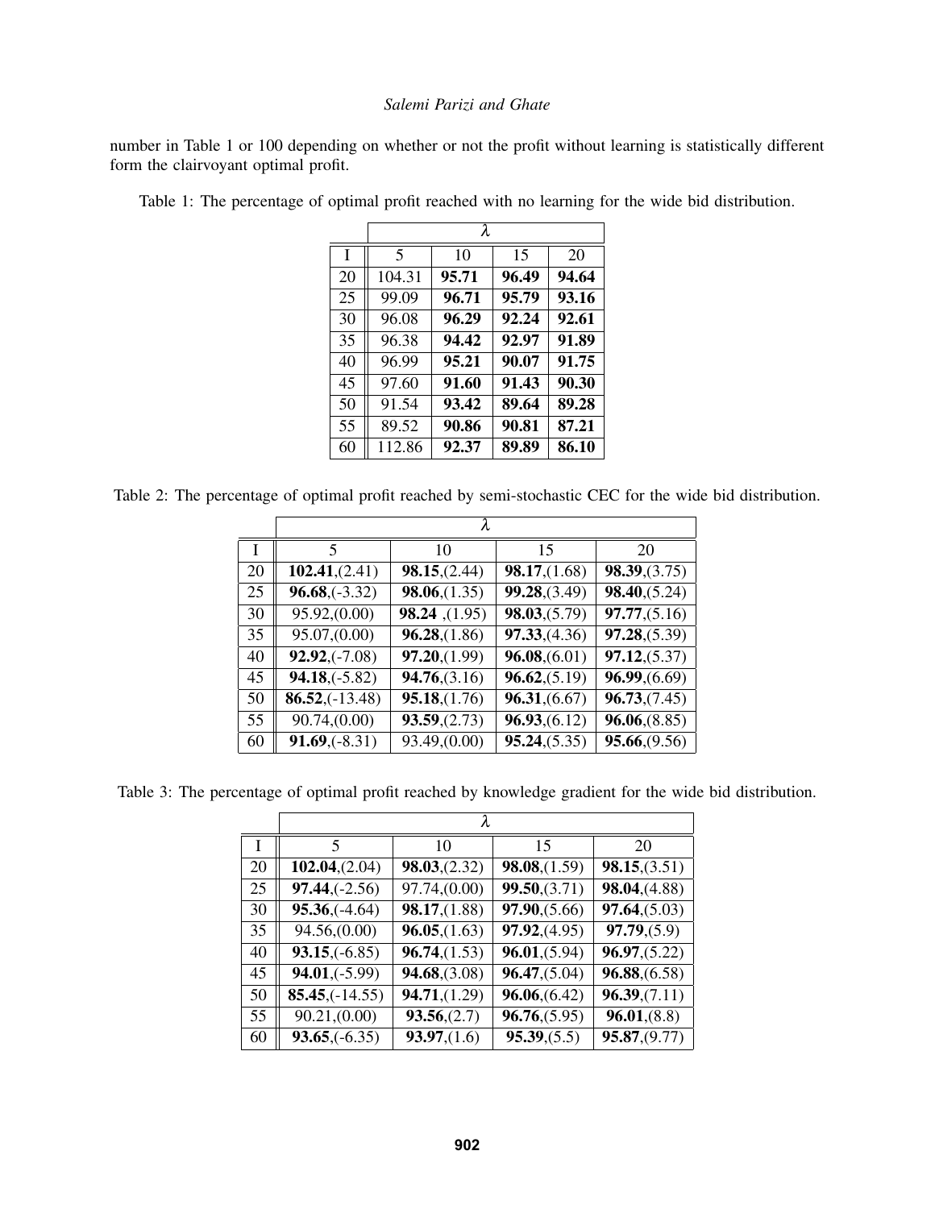number in Table 1 or 100 depending on whether or not the profit without learning is statistically different form the clairvoyant optimal profit.

Table 1: The percentage of optimal profit reached with no learning for the wide bid distribution.

| | $\lambda$ | | | |
|---|---|---|---|---|
| I | 5 | 10 | 15 | 20 |
| 20 | 104.31 | **95.71** | **96.49** | **94.64** |
| 25 | 99.09 | **96.71** | **95.79** | **93.16** |
| 30 | 96.08 | **96.29** | **92.24** | **92.61** |
| 35 | 96.38 | **94.42** | **92.97** | **91.89** |
| 40 | 96.99 | **95.21** | **90.07** | **91.75** |
| 45 | 97.60 | **91.60** | **91.43** | **90.30** |
| 50 | 91.54 | **93.42** | **89.64** | **89.28** |
| 55 | 89.52 | **90.86** | **90.81** | **87.21** |
| 60 | 112.86 | **92.37** | **89.89** | **86.10** |

Table 2: The percentage of optimal profit reached by semi-stochastic CEC for the wide bid distribution.

| | $\lambda$ | | | |
|---|---|---|---|---|
| I | 5 | 10 | 15 | 20 |
| 20 | **102.41**,(2.41) | **98.15**,(2.44) | **98.17**,(1.68) | **98.39**,(3.75) |
| 25 | **96.68**,(-3.32) | **98.06**,(1.35) | **99.28**,(3.49) | **98.40**,(5.24) |
| 30 | 95.92,(0.00) | **98.24** ,(1.95) | **98.03**,(5.79) | **97.77**,(5.16) |
| 35 | 95.07,(0.00) | **96.28**,(1.86) | **97.33**,(4.36) | **97.28**,(5.39) |
| 40 | **92.92**,(-7.08) | **97.20**,(1.99) | **96.08**,(6.01) | **97.12**,(5.37) |
| 45 | **94.18**,(-5.82) | **94.76**,(3.16) | **96.62**,(5.19) | **96.99**,(6.69) |
| 50 | **86.52**,(-13.48) | **95.18**,(1.76) | **96.31**,(6.67) | **96.73**,(7.45) |
| 55 | 90.74,(0.00) | **93.59**,(2.73) | **96.93**,(6.12) | **96.06**,(8.85) |
| 60 | **91.69**,(-8.31) | 93.49,(0.00) | **95.24**,(5.35) | **95.66**,(9.56) |

Table 3: The percentage of optimal profit reached by knowledge gradient for the wide bid distribution.

| | $\lambda$ | | | |
|---|---|---|---|---|
| I | 5 | 10 | 15 | 20 |
| 20 | **102.04**,(2.04) | **98.03**,(2.32) | **98.08**,(1.59) | **98.15**,(3.51) |
| 25 | **97.44**,(-2.56) | 97.74,(0.00) | **99.50**,(3.71) | **98.04**,(4.88) |
| 30 | **95.36**,(-4.64) | **98.17**,(1.88) | **97.90**,(5.66) | **97.64**,(5.03) |
| 35 | 94.56,(0.00) | **96.05**,(1.63) | **97.92**,(4.95) | **97.79**,(5.9) |
| 40 | **93.15**,(-6.85) | **96.74**,(1.53) | **96.01**,(5.94) | **96.97**,(5.22) |
| 45 | **94.01**,(-5.99) | **94.68**,(3.08) | **96.47**,(5.04) | **96.88**,(6.58) |
| 50 | **85.45**,(-14.55) | **94.71**,(1.29) | **96.06**,(6.42) | **96.39**,(7.11) |
| 55 | 90.21,(0.00) | **93.56**,(2.7) | **96.76**,(5.95) | **96.01**,(8.8) |
| 60 | **93.65**,(-6.35) | **93.97**,(1.6) | **95.39**,(5.5) | **95.87**,(9.77) |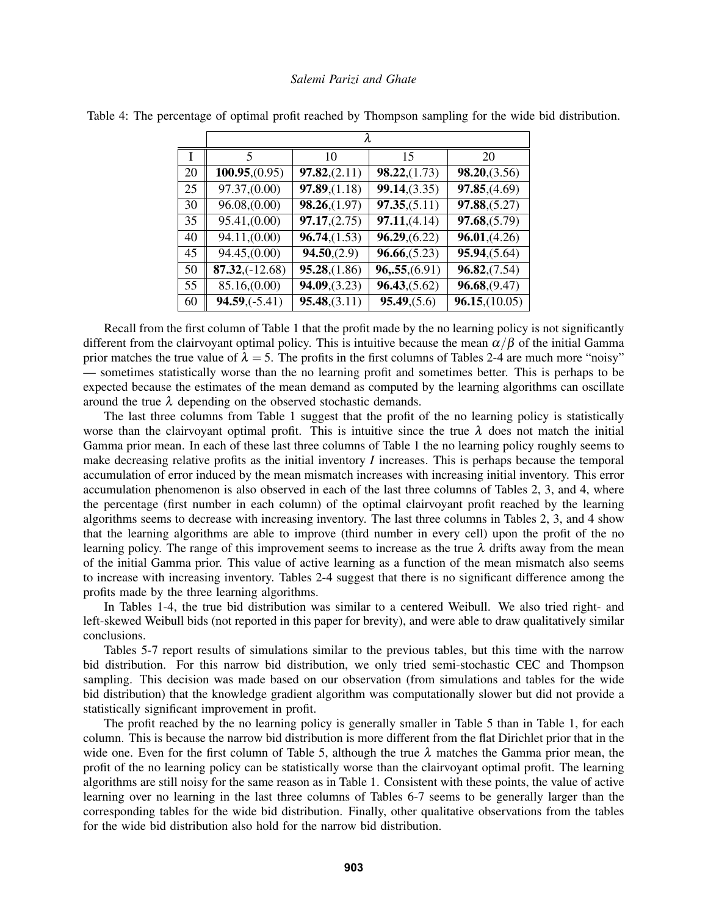Table 4: The percentage of optimal profit reached by Thompson sampling for the wide bid distribution.

| | $\lambda$ | | | |
|---|---|---|---|---|
| I | 5 | 10 | 15 | 20 |
| 20 | **100.95**,(0.95) | **97.82**,(2.11) | **98.22**,(1.73) | **98.20**,(3.56) |
| 25 | 97.37,(0.00) | **97.89**,(1.18) | **99.14**,(3.35) | **97.85**,(4.69) |
| 30 | 96.08,(0.00) | **98.26**,(1.97) | **97.35**,(5.11) | **97.88**,(5.27) |
| 35 | 95.41,(0.00) | **97.17**,(2.75) | **97.11**,(4.14) | **97.68**,(5.79) |
| 40 | 94.11,(0.00) | **96.74**,(1.53) | **96.29**,(6.22) | **96.01**,(4.26) |
| 45 | 94.45,(0.00) | **94.50**,(2.9) | **96.66**,(5.23) | **95.94**,(5.64) |
| 50 | **87.32**,(-12.68) | **95.28**,(1.86) | **96,.55**,(6.91) | **96.82**,(7.54) |
| 55 | 85.16,(0.00) | **94.09**,(3.23) | **96.43**,(5.62) | **96.68**,(9.47) |
| 60 | **94.59**,(-5.41) | **95.48**,(3.11) | **95.49**,(5.6) | **96.15**,(10.05) |

Recall from the first column of Table 1 that the profit made by the no learning policy is not significantly different from the clairvoyant optimal policy. This is intuitive because the mean $\alpha/\beta$ of the initial Gamma prior matches the true value of $\lambda = 5$. The profits in the first columns of Tables 2-4 are much more "noisy" — sometimes statistically worse than the no learning profit and sometimes better. This is perhaps to be expected because the estimates of the mean demand as computed by the learning algorithms can oscillate around the true $\lambda$ depending on the observed stochastic demands.

The last three columns from Table 1 suggest that the profit of the no learning policy is statistically worse than the clairvoyant optimal profit. This is intuitive since the true $\lambda$ does not match the initial Gamma prior mean. In each of these last three columns of Table 1 the no learning policy roughly seems to make decreasing relative profits as the initial inventory $I$ increases. This is perhaps because the temporal accumulation of error induced by the mean mismatch increases with increasing initial inventory. This error accumulation phenomenon is also observed in each of the last three columns of Tables 2, 3, and 4, where the percentage (first number in each column) of the optimal clairvoyant profit reached by the learning algorithms seems to decrease with increasing inventory. The last three columns in Tables 2, 3, and 4 show that the learning algorithms are able to improve (third number in every cell) upon the profit of the no learning policy. The range of this improvement seems to increase as the true $\lambda$ drifts away from the mean of the initial Gamma prior. This value of active learning as a function of the mean mismatch also seems to increase with increasing inventory. Tables 2-4 suggest that there is no significant difference among the profits made by the three learning algorithms.

In Tables 1-4, the true bid distribution was similar to a centered Weibull. We also tried right- and left-skewed Weibull bids (not reported in this paper for brevity), and were able to draw qualitatively similar conclusions.

Tables 5-7 report results of simulations similar to the previous tables, but this time with the narrow bid distribution. For this narrow bid distribution, we only tried semi-stochastic CEC and Thompson sampling. This decision was made based on our observation (from simulations and tables for the wide bid distribution) that the knowledge gradient algorithm was computationally slower but did not provide a statistically significant improvement in profit.

The profit reached by the no learning policy is generally smaller in Table 5 than in Table 1, for each column. This is because the narrow bid distribution is more different from the flat Dirichlet prior that in the wide one. Even for the first column of Table 5, although the true $\lambda$ matches the Gamma prior mean, the profit of the no learning policy can be statistically worse than the clairvoyant optimal profit. The learning algorithms are still noisy for the same reason as in Table 1. Consistent with these points, the value of active learning over no learning in the last three columns of Tables 6-7 seems to be generally larger than the corresponding tables for the wide bid distribution. Finally, other qualitative observations from the tables for the wide bid distribution also hold for the narrow bid distribution.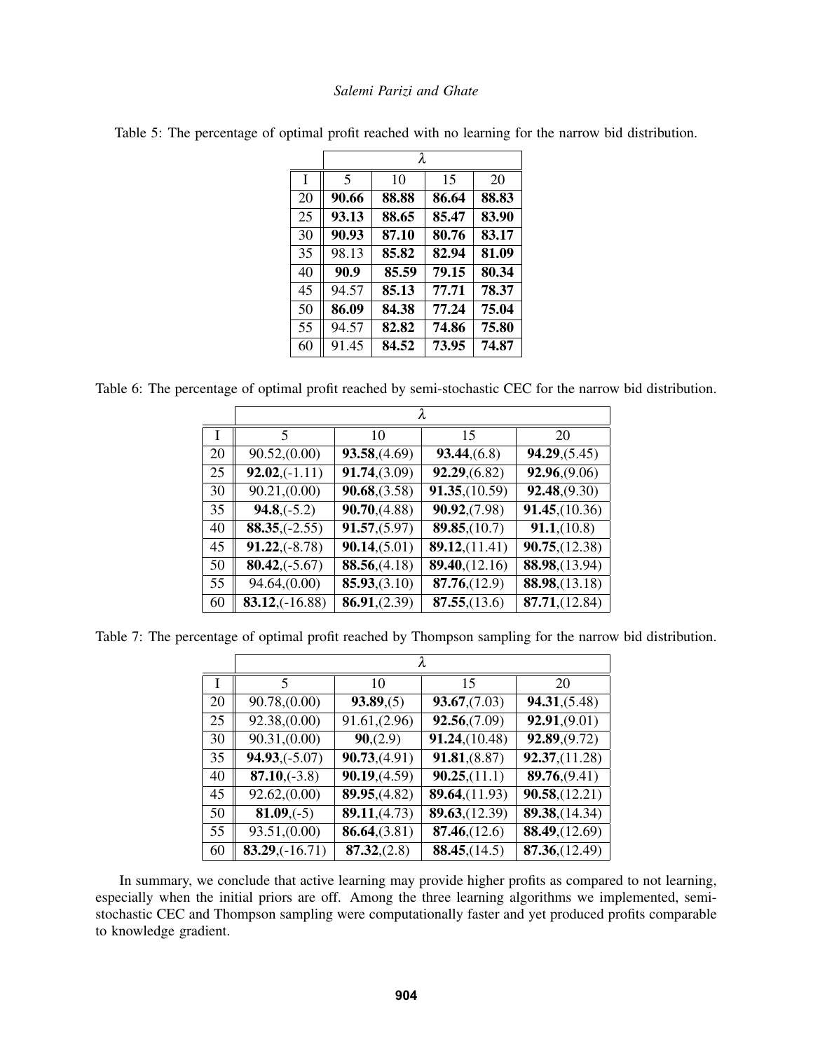Table 5: The percentage of optimal profit reached with no learning for the narrow bid distribution.

| | $\lambda$ | | | |
|---|---|---|---|---|
| I | 5 | 10 | 15 | 20 |
| 20 | **90.66** | **88.88** | **86.64** | **88.83** |
| 25 | **93.13** | **88.65** | **85.47** | **83.90** |
| 30 | **90.93** | **87.10** | **80.76** | **83.17** |
| 35 | 98.13 | **85.82** | **82.94** | **81.09** |
| 40 | **90.9** | **85.59** | **79.15** | **80.34** |
| 45 | 94.57 | **85.13** | **77.71** | **78.37** |
| 50 | **86.09** | **84.38** | **77.24** | **75.04** |
| 55 | 94.57 | **82.82** | **74.86** | **75.80** |
| 60 | 91.45 | **84.52** | **73.95** | **74.87** |

Table 6: The percentage of optimal profit reached by semi-stochastic CEC for the narrow bid distribution.

| | $\lambda$ | | | |
|---|---|---|---|---|
| I | 5 | 10 | 15 | 20 |
| 20 | 90.52,(0.00) | **93.58**,(4.69) | **93.44**,(6.8) | **94.29**,(5.45) |
| 25 | **92.02**,(-1.11) | **91.74**,(3.09) | **92.29**,(6.82) | **92.96**,(9.06) |
| 30 | 90.21,(0.00) | **90.68**,(3.58) | **91.35**,(10.59) | **92.48**,(9.30) |
| 35 | **94.8**,(-5.2) | **90.70**,(4.88) | **90.92**,(7.98) | **91.45**,(10.36) |
| 40 | **88.35**,(-2.55) | **91.57**,(5.97) | **89.85**,(10.7) | **91.1**,(10.8) |
| 45 | **91.22**,(-8.78) | **90.14**,(5.01) | **89.12**,(11.41) | **90.75**,(12.38) |
| 50 | **80.42**,(-5.67) | **88.56**,(4.18) | **89.40**,(12.16) | **88.98**,(13.94) |
| 55 | 94.64,(0.00) | **85.93**,(3.10) | **87.76**,(12.9) | **88.98**,(13.18) |
| 60 | **83.12**,(-16.88) | **86.91**,(2.39) | **87.55**,(13.6) | **87.71**,(12.84) |

Table 7: The percentage of optimal profit reached by Thompson sampling for the narrow bid distribution.

| | $\lambda$ | | | |
|---|---|---|---|---|
| I | 5 | 10 | 15 | 20 |
| 20 | 90.78,(0.00) | **93.89**,(5) | **93.67**,(7.03) | **94.31**,(5.48) |
| 25 | 92.38,(0.00) | 91.61,(2.96) | **92.56**,(7.09) | **92.91**,(9.01) |
| 30 | 90.31,(0.00) | **90**,(2.9) | **91.24**,(10.48) | **92.89**,(9.72) |
| 35 | **94.93**,(-5.07) | **90.73**,(4.91) | **91.81**,(8.87) | **92.37**,(11.28) |
| 40 | **87.10**,(-3.8) | **90.19**,(4.59) | **90.25**,(11.1) | **89.76**,(9.41) |
| 45 | 92.62,(0.00) | **89.95**,(4.82) | **89.64**,(11.93) | **90.58**,(12.21) |
| 50 | **81.09**,(-5) | **89.11**,(4.73) | **89.63**,(12.39) | **89.38**,(14.34) |
| 55 | 93.51,(0.00) | **86.64**,(3.81) | **87.46**,(12.6) | **88.49**,(12.69) |
| 60 | **83.29**,(-16.71) | **87.32**,(2.8) | **88.45**,(14.5) | **87.36**,(12.49) |

In summary, we conclude that active learning may provide higher profits as compared to not learning, especially when the initial priors are off. Among the three learning algorithms we implemented, semi-stochastic CEC and Thompson sampling were computationally faster and yet produced profits comparable to knowledge gradient.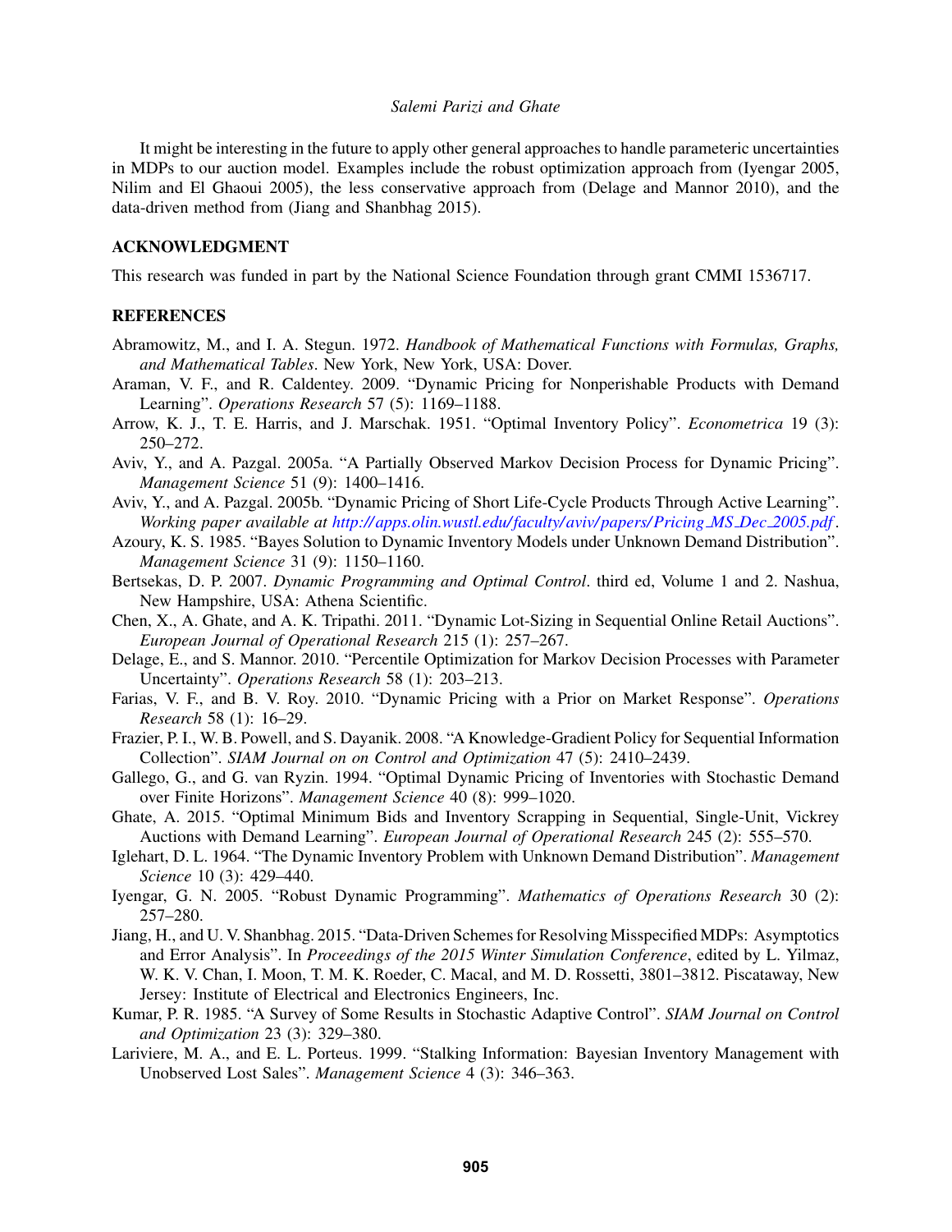It might be interesting in the future to apply other general approaches to handle parameteric uncertainties in MDPs to our auction model. Examples include the robust optimization approach from (Iyengar 2005, Nilim and El Ghaoui 2005), the less conservative approach from (Delage and Mannor 2010), and the data-driven method from (Jiang and Shanbhag 2015).

## ACKNOWLEDGMENT

This research was funded in part by the National Science Foundation through grant CMMI 1536717.

## REFERENCES

Abramowitz, M., and I. A. Stegun. 1972. *Handbook of Mathematical Functions with Formulas, Graphs, and Mathematical Tables*. New York, New York, USA: Dover.

Araman, V. F., and R. Caldentey. 2009. "Dynamic Pricing for Nonperishable Products with Demand Learning". *Operations Research* 57 (5): 1169–1188.

Arrow, K. J., T. E. Harris, and J. Marschak. 1951. "Optimal Inventory Policy". *Econometrica* 19 (3): 250–272.

Aviv, Y., and A. Pazgal. 2005a. "A Partially Observed Markov Decision Process for Dynamic Pricing". *Management Science* 51 (9): 1400–1416.

Aviv, Y., and A. Pazgal. 2005b. "Dynamic Pricing of Short Life-Cycle Products Through Active Learning". *Working paper available at http://apps.olin.wustl.edu/faculty/aviv/papers/Pricing_MS_Dec_2005.pdf*.

Azoury, K. S. 1985. "Bayes Solution to Dynamic Inventory Models under Unknown Demand Distribution". *Management Science* 31 (9): 1150–1160.

Bertsekas, D. P. 2007. *Dynamic Programming and Optimal Control*. third ed, Volume 1 and 2. Nashua, New Hampshire, USA: Athena Scientific.

Chen, X., A. Ghate, and A. K. Tripathi. 2011. "Dynamic Lot-Sizing in Sequential Online Retail Auctions". *European Journal of Operational Research* 215 (1): 257–267.

Delage, E., and S. Mannor. 2010. "Percentile Optimization for Markov Decision Processes with Parameter Uncertainty". *Operations Research* 58 (1): 203–213.

Farias, V. F., and B. V. Roy. 2010. "Dynamic Pricing with a Prior on Market Response". *Operations Research* 58 (1): 16–29.

Frazier, P. I., W. B. Powell, and S. Dayanik. 2008. "A Knowledge-Gradient Policy for Sequential Information Collection". *SIAM Journal on on Control and Optimization* 47 (5): 2410–2439.

Gallego, G., and G. van Ryzin. 1994. "Optimal Dynamic Pricing of Inventories with Stochastic Demand over Finite Horizons". *Management Science* 40 (8): 999–1020.

Ghate, A. 2015. "Optimal Minimum Bids and Inventory Scrapping in Sequential, Single-Unit, Vickrey Auctions with Demand Learning". *European Journal of Operational Research* 245 (2): 555–570.

Iglehart, D. L. 1964. "The Dynamic Inventory Problem with Unknown Demand Distribution". *Management Science* 10 (3): 429–440.

Iyengar, G. N. 2005. "Robust Dynamic Programming". *Mathematics of Operations Research* 30 (2): 257–280.

Jiang, H., and U. V. Shanbhag. 2015. "Data-Driven Schemes for Resolving Misspecified MDPs: Asymptotics and Error Analysis". In *Proceedings of the 2015 Winter Simulation Conference*, edited by L. Yilmaz, W. K. V. Chan, I. Moon, T. M. K. Roeder, C. Macal, and M. D. Rossetti, 3801–3812. Piscataway, New Jersey: Institute of Electrical and Electronics Engineers, Inc.

Kumar, P. R. 1985. "A Survey of Some Results in Stochastic Adaptive Control". *SIAM Journal on Control and Optimization* 23 (3): 329–380.

Lariviere, M. A., and E. L. Porteus. 1999. "Stalking Information: Bayesian Inventory Management with Unobserved Lost Sales". *Management Science* 4 (3): 346–363.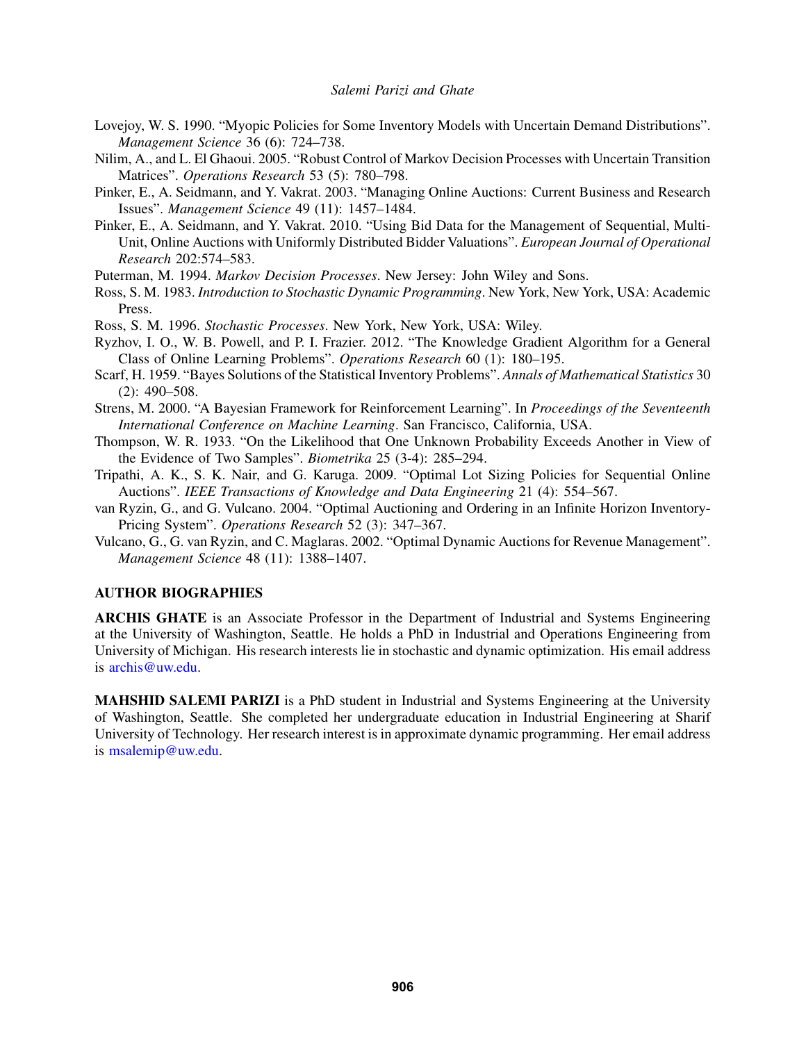Lovejoy, W. S. 1990. “Myopic Policies for Some Inventory Models with Uncertain Demand Distributions”. *Management Science* 36 (6): 724–738.

Nilim, A., and L. El Ghaoui. 2005. “Robust Control of Markov Decision Processes with Uncertain Transition Matrices”. *Operations Research* 53 (5): 780–798.

Pinker, E., A. Seidmann, and Y. Vakrat. 2003. “Managing Online Auctions: Current Business and Research Issues”. *Management Science* 49 (11): 1457–1484.

Pinker, E., A. Seidmann, and Y. Vakrat. 2010. “Using Bid Data for the Management of Sequential, Multi-Unit, Online Auctions with Uniformly Distributed Bidder Valuations”. *European Journal of Operational Research* 202:574–583.

Puterman, M. 1994. *Markov Decision Processes*. New Jersey: John Wiley and Sons.

Ross, S. M. 1983. *Introduction to Stochastic Dynamic Programming*. New York, New York, USA: Academic Press.

Ross, S. M. 1996. *Stochastic Processes*. New York, New York, USA: Wiley.

Ryzhov, I. O., W. B. Powell, and P. I. Frazier. 2012. “The Knowledge Gradient Algorithm for a General Class of Online Learning Problems”. *Operations Research* 60 (1): 180–195.

Scarf, H. 1959. “Bayes Solutions of the Statistical Inventory Problems”. *Annals of Mathematical Statistics* 30 (2): 490–508.

Strens, M. 2000. “A Bayesian Framework for Reinforcement Learning”. In *Proceedings of the Seventeenth International Conference on Machine Learning*. San Francisco, California, USA.

Thompson, W. R. 1933. “On the Likelihood that One Unknown Probability Exceeds Another in View of the Evidence of Two Samples”. *Biometrika* 25 (3-4): 285–294.

Tripathi, A. K., S. K. Nair, and G. Karuga. 2009. “Optimal Lot Sizing Policies for Sequential Online Auctions”. *IEEE Transactions of Knowledge and Data Engineering* 21 (4): 554–567.

van Ryzin, G., and G. Vulcano. 2004. “Optimal Auctioning and Ordering in an Infinite Horizon Inventory-Pricing System”. *Operations Research* 52 (3): 347–367.

Vulcano, G., G. van Ryzin, and C. Maglaras. 2002. “Optimal Dynamic Auctions for Revenue Management”. *Management Science* 48 (11): 1388–1407.

## AUTHOR BIOGRAPHIES

**ARCHIS GHATE** is an Associate Professor in the Department of Industrial and Systems Engineering at the University of Washington, Seattle. He holds a PhD in Industrial and Operations Engineering from University of Michigan. His research interests lie in stochastic and dynamic optimization. His email address is archis@uw.edu.

**MAHSHID SALEMI PARIZI** is a PhD student in Industrial and Systems Engineering at the University of Washington, Seattle. She completed her undergraduate education in Industrial Engineering at Sharif University of Technology. Her research interest is in approximate dynamic programming. Her email address is msalemip@uw.edu.